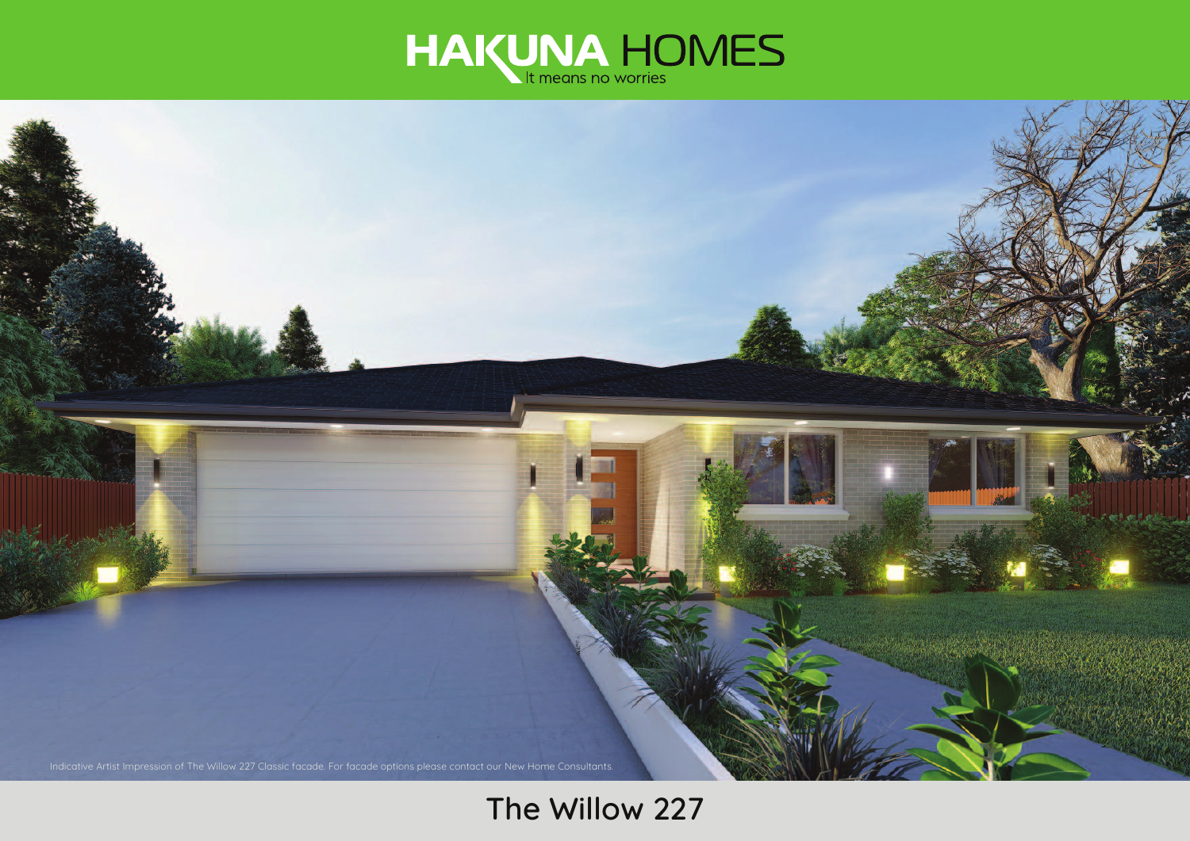# HAKUNA HOMES

It means no worries

Indicative Artist Impression of The Willow 227 Classic facade. For facade options please contact our New Home Consultants.

## The Willow 227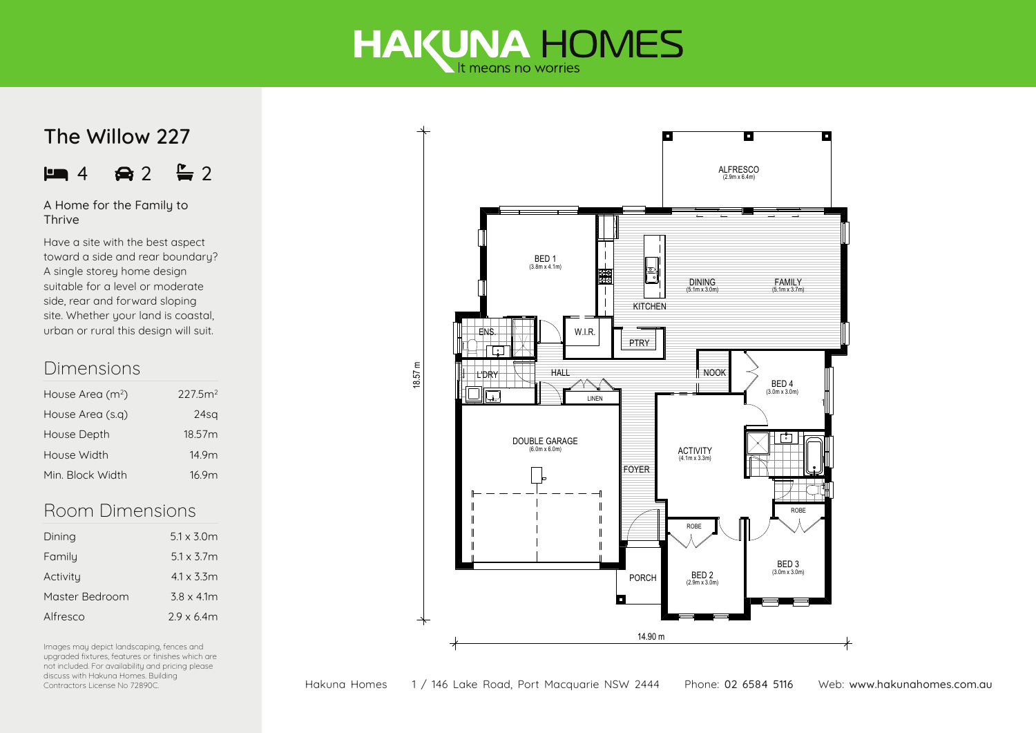# HAKUNA HOMES

It means no worries

## The Willow 227

4 2 2

A Home for the Family to Thrive

Have a site with the best aspect toward a side and rear boundary? A single storey home design suitable for a level or moderate side, rear and forward sloping site. Whether your land is coastal, urban or rural this design will suit.

## Dimensions

| | |
|---|---|
| House Area (m²) | 227.5m² |
| House Area (s.q) | 24sq |
| House Depth | 18.57m |
| House Width | 14.9m |
| Min. Block Width | 16.9m |

## Room Dimensions

| | |
|---|---|
| Dining | 5.1 x 3.0m |
| Family | 5.1 x 3.7m |
| Activity | 4.1 x 3.3m |
| Master Bedroom | 3.8 x 4.1m |
| Alfresco | 2.9 x 6.4m |

Images may depict landscaping, fences and upgraded fixtures, features or finishes which are not included. For availability and pricing please discuss with Hakuna Homes. Building Contractors License No 72890C.

ALFRESCO (2.9m x 6.4m)
BED 1 (3.8m x 4.1m)
DINING (5.1m x 3.0m)
FAMILY (5.1m x 3.7m)
KITCHEN
ENS.
W.I.R.
PTRY
L'DRY
HALL
NOOK
BED 4 (3.0m x 3.0m)
LINEN
DOUBLE GARAGE (6.0m x 6.0m)
ACTIVITY (4.1m x 3.3m)
FOYER
ROBE
ROBE
BED 2 (2.9m x 3.0m)
BED 3 (3.0m x 3.0m)
PORCH
18.57 m
14.90 m

Hakuna Homes 1 / 146 Lake Road, Port Macquarie NSW 2444 Phone: 02 6584 5116 Web: www.hakunahomes.com.au